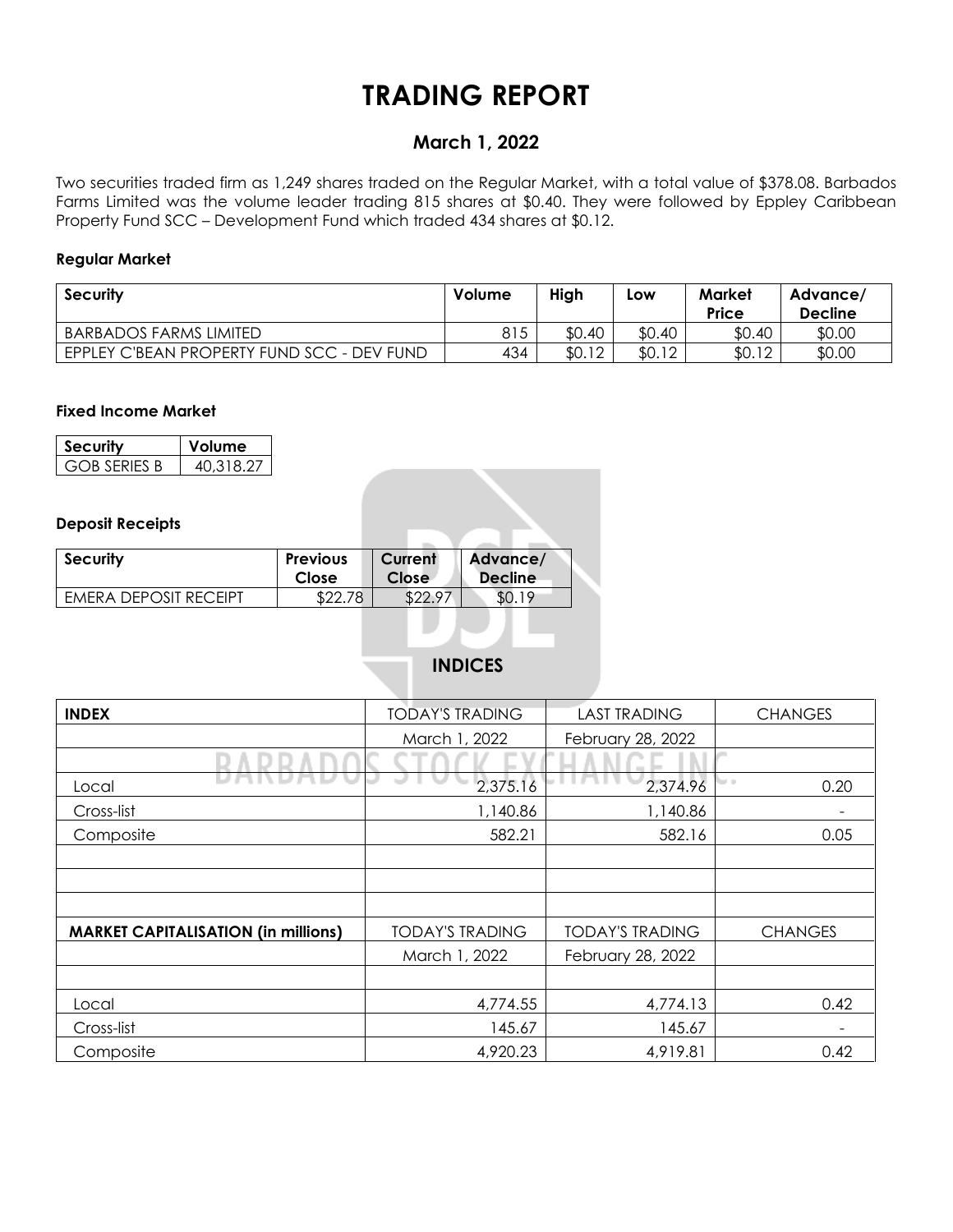# TRADING REPORT

## March 1, 2022

Two securities traded firm as 1,249 shares traded on the Regular Market, with a total value of $378.08. Barbados Farms Limited was the volume leader trading 815 shares at $0.40. They were followed by Eppley Caribbean Property Fund SCC – Development Fund which traded 434 shares at $0.12.

### Regular Market

| Security | Volume | High | Low | Market Price | Advance/ Decline |
|---|---|---|---|---|---|
| BARBADOS FARMS LIMITED | 815 | $0.40 | $0.40 | $0.40 | $0.00 |
| EPPLEY C'BEAN PROPERTY FUND SCC - DEV FUND | 434 | $0.12 | $0.12 | $0.12 | $0.00 |

### Fixed Income Market

| Security | Volume |
|---|---|
| GOB SERIES B | 40,318.27 |

### Deposit Receipts

| Security | Previous Close | Current Close | Advance/ Decline |
|---|---|---|---|
| EMERA DEPOSIT RECEIPT | $22.78 | $22.97 | $0.19 |

## INDICES

| INDEX | TODAY'S TRADING | LAST TRADING | CHANGES |
|---|---|---|---|
| | March 1, 2022 | February 28, 2022 | |
| | | | |
| Local | 2,375.16 | 2,374.96 | 0.20 |
| Cross-list | 1,140.86 | 1,140.86 | - |
| Composite | 582.21 | 582.16 | 0.05 |
| | | | |
| | | | |
| | | | |
| **MARKET CAPITALISATION (in millions)** | TODAY'S TRADING | TODAY'S TRADING | CHANGES |
| | March 1, 2022 | February 28, 2022 | |
| | | | |
| Local | 4,774.55 | 4,774.13 | 0.42 |
| Cross-list | 145.67 | 145.67 | - |
| Composite | 4,920.23 | 4,919.81 | 0.42 |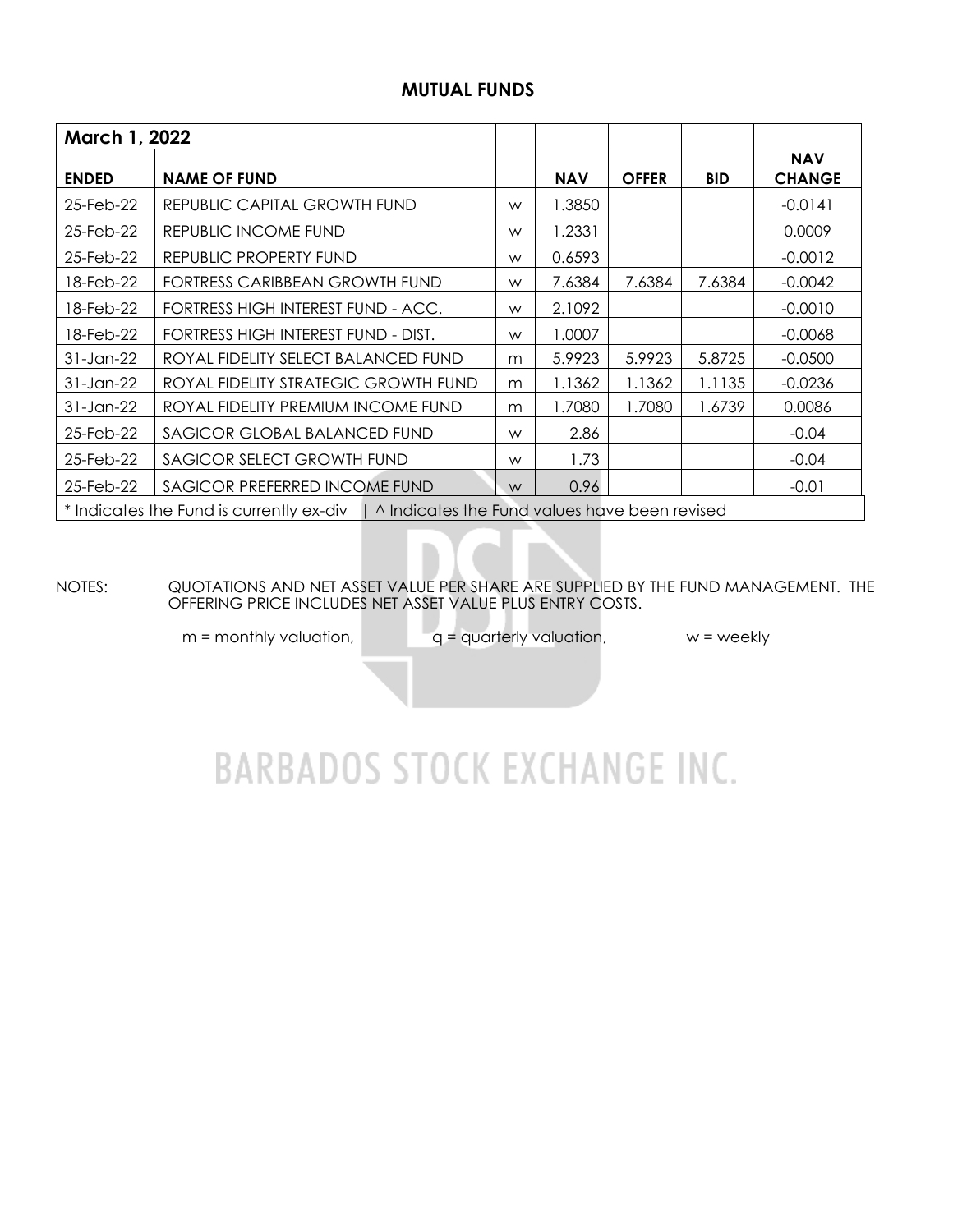## MUTUAL FUNDS

| March 1, 2022 | | | | | | |
|---|---|---|---|---|---|---|
| **ENDED** | **NAME OF FUND** | | **NAV** | **OFFER** | **BID** | **NAV CHANGE** |
| 25-Feb-22 | REPUBLIC CAPITAL GROWTH FUND | w | 1.3850 | | | -0.0141 |
| 25-Feb-22 | REPUBLIC INCOME FUND | w | 1.2331 | | | 0.0009 |
| 25-Feb-22 | REPUBLIC PROPERTY FUND | w | 0.6593 | | | -0.0012 |
| 18-Feb-22 | FORTRESS CARIBBEAN GROWTH FUND | w | 7.6384 | 7.6384 | 7.6384 | -0.0042 |
| 18-Feb-22 | FORTRESS HIGH INTEREST FUND - ACC. | w | 2.1092 | | | -0.0010 |
| 18-Feb-22 | FORTRESS HIGH INTEREST FUND - DIST. | w | 1.0007 | | | -0.0068 |
| 31-Jan-22 | ROYAL FIDELITY SELECT BALANCED FUND | m | 5.9923 | 5.9923 | 5.8725 | -0.0500 |
| 31-Jan-22 | ROYAL FIDELITY STRATEGIC GROWTH FUND | m | 1.1362 | 1.1362 | 1.1135 | -0.0236 |
| 31-Jan-22 | ROYAL FIDELITY PREMIUM INCOME FUND | m | 1.7080 | 1.7080 | 1.6739 | 0.0086 |
| 25-Feb-22 | SAGICOR GLOBAL BALANCED FUND | w | 2.86 | | | -0.04 |
| 25-Feb-22 | SAGICOR SELECT GROWTH FUND | w | 1.73 | | | -0.04 |
| 25-Feb-22 | SAGICOR PREFERRED INCOME FUND | w | 0.96 | | | -0.01 |

* Indicates the Fund is currently ex-div | ^ Indicates the Fund values have been revised

NOTES: QUOTATIONS AND NET ASSET VALUE PER SHARE ARE SUPPLIED BY THE FUND MANAGEMENT. THE OFFERING PRICE INCLUDES NET ASSET VALUE PLUS ENTRY COSTS.

m = monthly valuation, q = quarterly valuation, w = weekly

BARBADOS STOCK EXCHANGE INC.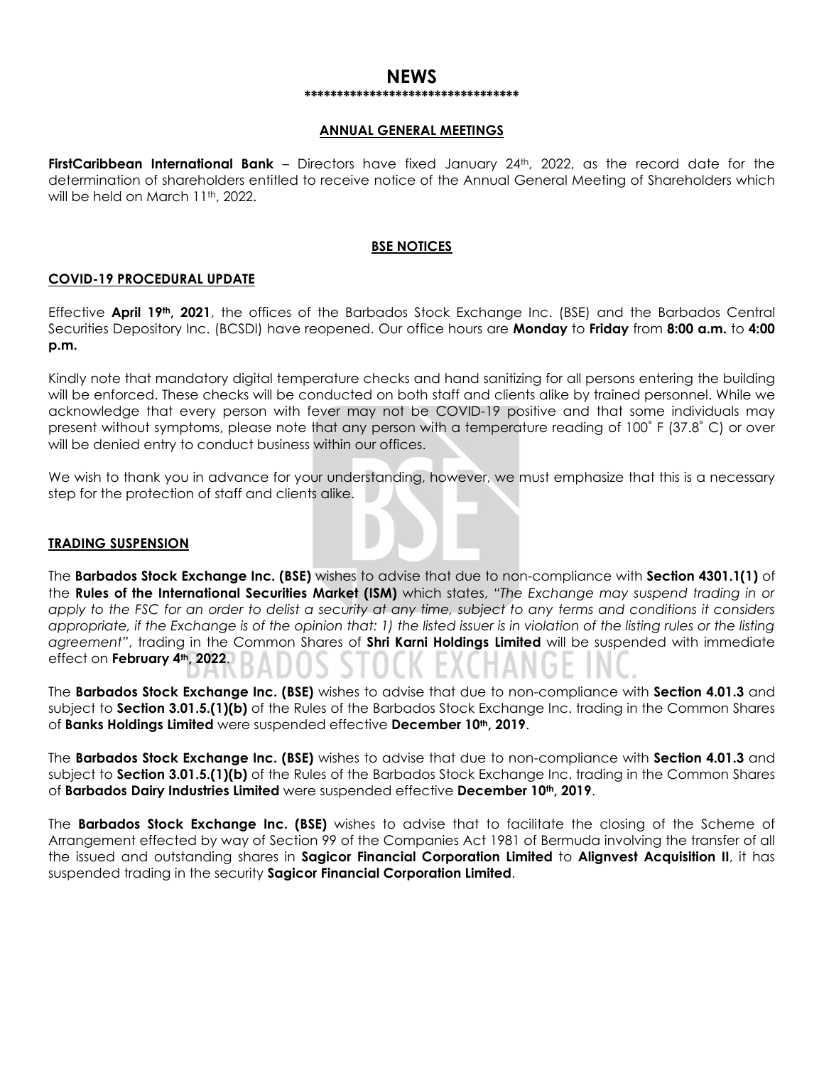# NEWS

**********************************

## ANNUAL GENERAL MEETINGS

**FirstCaribbean International Bank** – Directors have fixed January 24th, 2022, as the record date for the determination of shareholders entitled to receive notice of the Annual General Meeting of Shareholders which will be held on March 11th, 2022.

## BSE NOTICES

### COVID-19 PROCEDURAL UPDATE

Effective **April 19th, 2021**, the offices of the Barbados Stock Exchange Inc. (BSE) and the Barbados Central Securities Depository Inc. (BCSDI) have reopened. Our office hours are **Monday** to **Friday** from **8:00 a.m.** to **4:00 p.m.**

Kindly note that mandatory digital temperature checks and hand sanitizing for all persons entering the building will be enforced. These checks will be conducted on both staff and clients alike by trained personnel. While we acknowledge that every person with fever may not be COVID-19 positive and that some individuals may present without symptoms, please note that any person with a temperature reading of 100˚ F (37.8˚ C) or over will be denied entry to conduct business within our offices.

We wish to thank you in advance for your understanding, however, we must emphasize that this is a necessary step for the protection of staff and clients alike.

### TRADING SUSPENSION

The **Barbados Stock Exchange Inc. (BSE)** wishes to advise that due to non-compliance with **Section 4301.1(1)** of the **Rules of the International Securities Market (ISM)** which states, *"The Exchange may suspend trading in or apply to the FSC for an order to delist a security at any time, subject to any terms and conditions it considers appropriate, if the Exchange is of the opinion that: 1) the listed issuer is in violation of the listing rules or the listing agreement"*, trading in the Common Shares of **Shri Karni Holdings Limited** will be suspended with immediate effect on **February 4th, 2022**.

The **Barbados Stock Exchange Inc. (BSE)** wishes to advise that due to non-compliance with **Section 4.01.3** and subject to **Section 3.01.5.(1)(b)** of the Rules of the Barbados Stock Exchange Inc. trading in the Common Shares of **Banks Holdings Limited** were suspended effective **December 10th, 2019**.

The **Barbados Stock Exchange Inc. (BSE)** wishes to advise that due to non-compliance with **Section 4.01.3** and subject to **Section 3.01.5.(1)(b)** of the Rules of the Barbados Stock Exchange Inc. trading in the Common Shares of **Barbados Dairy Industries Limited** were suspended effective **December 10th, 2019**.

The **Barbados Stock Exchange Inc. (BSE)** wishes to advise that to facilitate the closing of the Scheme of Arrangement effected by way of Section 99 of the Companies Act 1981 of Bermuda involving the transfer of all the issued and outstanding shares in **Sagicor Financial Corporation Limited** to **Alignvest Acquisition II**, it has suspended trading in the security **Sagicor Financial Corporation Limited**.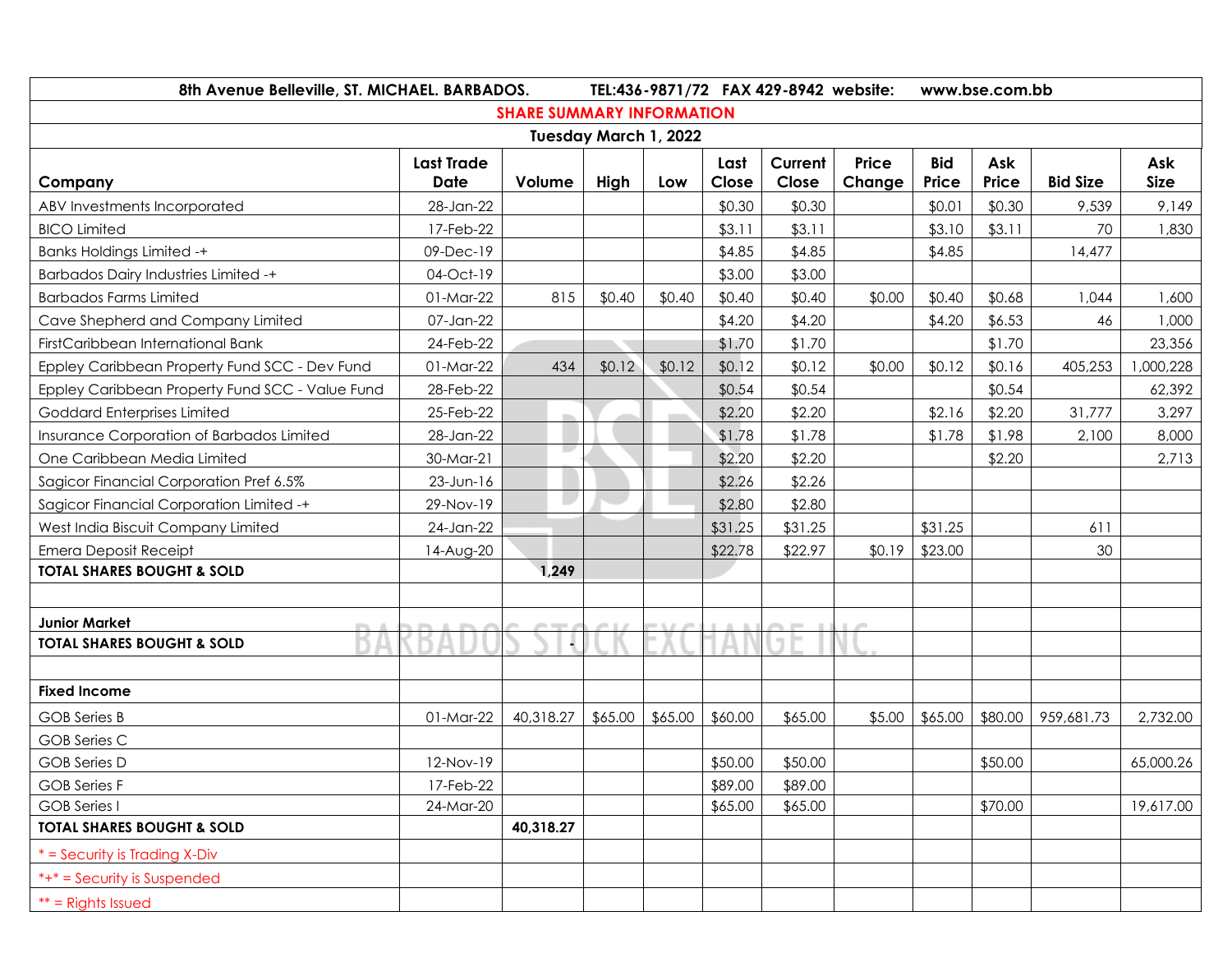8th Avenue Belleville, ST. MICHAEL. BARBADOS. TEL:436-9871/72 FAX 429-8942 website: www.bse.com.bb

## SHARE SUMMARY INFORMATION

### Tuesday March 1, 2022

| Company | Last Trade Date | Volume | High | Low | Last Close | Current Close | Price Change | Bid Price | Ask Price | Bid Size | Ask Size |
|---|---|---|---|---|---|---|---|---|---|---|---|
| ABV Investments Incorporated | 28-Jan-22 | | | | $0.30 | $0.30 | | $0.01 | $0.30 | 9,539 | 9,149 |
| BICO Limited | 17-Feb-22 | | | | $3.11 | $3.11 | | $3.10 | $3.11 | 70 | 1,830 |
| Banks Holdings Limited -+ | 09-Dec-19 | | | | $4.85 | $4.85 | | $4.85 | | 14,477 | |
| Barbados Dairy Industries Limited -+ | 04-Oct-19 | | | | $3.00 | $3.00 | | | | | |
| Barbados Farms Limited | 01-Mar-22 | 815 | $0.40 | $0.40 | $0.40 | $0.40 | $0.00 | $0.40 | $0.68 | 1,044 | 1,600 |
| Cave Shepherd and Company Limited | 07-Jan-22 | | | | $4.20 | $4.20 | | $4.20 | $6.53 | 46 | 1,000 |
| FirstCaribbean International Bank | 24-Feb-22 | | | | $1.70 | $1.70 | | | $1.70 | | 23,356 |
| Eppley Caribbean Property Fund SCC - Dev Fund | 01-Mar-22 | 434 | $0.12 | $0.12 | $0.12 | $0.12 | $0.00 | $0.12 | $0.16 | 405,253 | 1,000,228 |
| Eppley Caribbean Property Fund SCC - Value Fund | 28-Feb-22 | | | | $0.54 | $0.54 | | | $0.54 | | 62,392 |
| Goddard Enterprises Limited | 25-Feb-22 | | | | $2.20 | $2.20 | | $2.16 | $2.20 | 31,777 | 3,297 |
| Insurance Corporation of Barbados Limited | 28-Jan-22 | | | | $1.78 | $1.78 | | $1.78 | $1.98 | 2,100 | 8,000 |
| One Caribbean Media Limited | 30-Mar-21 | | | | $2.20 | $2.20 | | | $2.20 | | 2,713 |
| Sagicor Financial Corporation Pref 6.5% | 23-Jun-16 | | | | $2.26 | $2.26 | | | | | |
| Sagicor Financial Corporation Limited -+ | 29-Nov-19 | | | | $2.80 | $2.80 | | | | | |
| West India Biscuit Company Limited | 24-Jan-22 | | | | $31.25 | $31.25 | | $31.25 | | 611 | |
| Emera Deposit Receipt | 14-Aug-20 | | | | $22.78 | $22.97 | $0.19 | $23.00 | | 30 | |
| **TOTAL SHARES BOUGHT & SOLD** | | **1,249** | | | | | | | | | |
| | | | | | | | | | | | |
| **Junior Market** | | | | | | | | | | | |
| **TOTAL SHARES BOUGHT & SOLD** | | - | | | | | | | | | |
| | | | | | | | | | | | |
| **Fixed Income** | | | | | | | | | | | |
| GOB Series B | 01-Mar-22 | 40,318.27 | $65.00 | $65.00 | $60.00 | $65.00 | $5.00 | $65.00 | $80.00 | 959,681.73 | 2,732.00 |
| GOB Series C | | | | | | | | | | | |
| GOB Series D | 12-Nov-19 | | | | $50.00 | $50.00 | | | $50.00 | | 65,000.26 |
| GOB Series F | 17-Feb-22 | | | | $89.00 | $89.00 | | | | | |
| GOB Series I | 24-Mar-20 | | | | $65.00 | $65.00 | | | $70.00 | | 19,617.00 |
| **TOTAL SHARES BOUGHT & SOLD** | | **40,318.27** | | | | | | | | | |

* = Security is Trading X-Div

*+* = Security is Suspended

** = Rights Issued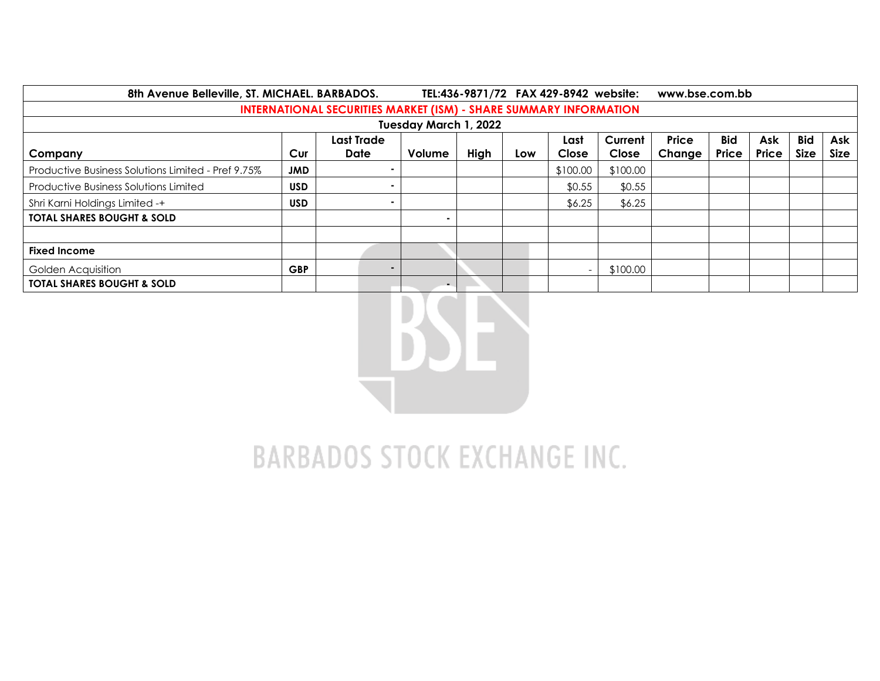8th Avenue Belleville, ST. MICHAEL. BARBADOS. TEL:436-9871/72 FAX 429-8942 website: www.bse.com.bb

## INTERNATIONAL SECURITIES MARKET (ISM) - SHARE SUMMARY INFORMATION

**Tuesday March 1, 2022**

| Company | Cur | Last Trade Date | Volume | High | Low | Last Close | Current Close | Price Change | Bid Price | Ask Price | Bid Size | Ask Size |
|---|---|---|---|---|---|---|---|---|---|---|---|---|
| Productive Business Solutions Limited - Pref 9.75% | **JMD** | - | | | | $100.00 | $100.00 | | | | | |
| Productive Business Solutions Limited | **USD** | - | | | | $0.55 | $0.55 | | | | | |
| Shri Karni Holdings Limited -+ | **USD** | - | | | | $6.25 | $6.25 | | | | | |
| **TOTAL SHARES BOUGHT & SOLD** | | | - | | | | | | | | | |
| | | | | | | | | | | | | |
| **Fixed Income** | | | | | | | | | | | | |
| Golden Acquisition | **GBP** | - | | | | - | $100.00 | | | | | |
| **TOTAL SHARES BOUGHT & SOLD** | | | - | | | | | | | | | |

BARBADOS STOCK EXCHANGE INC.